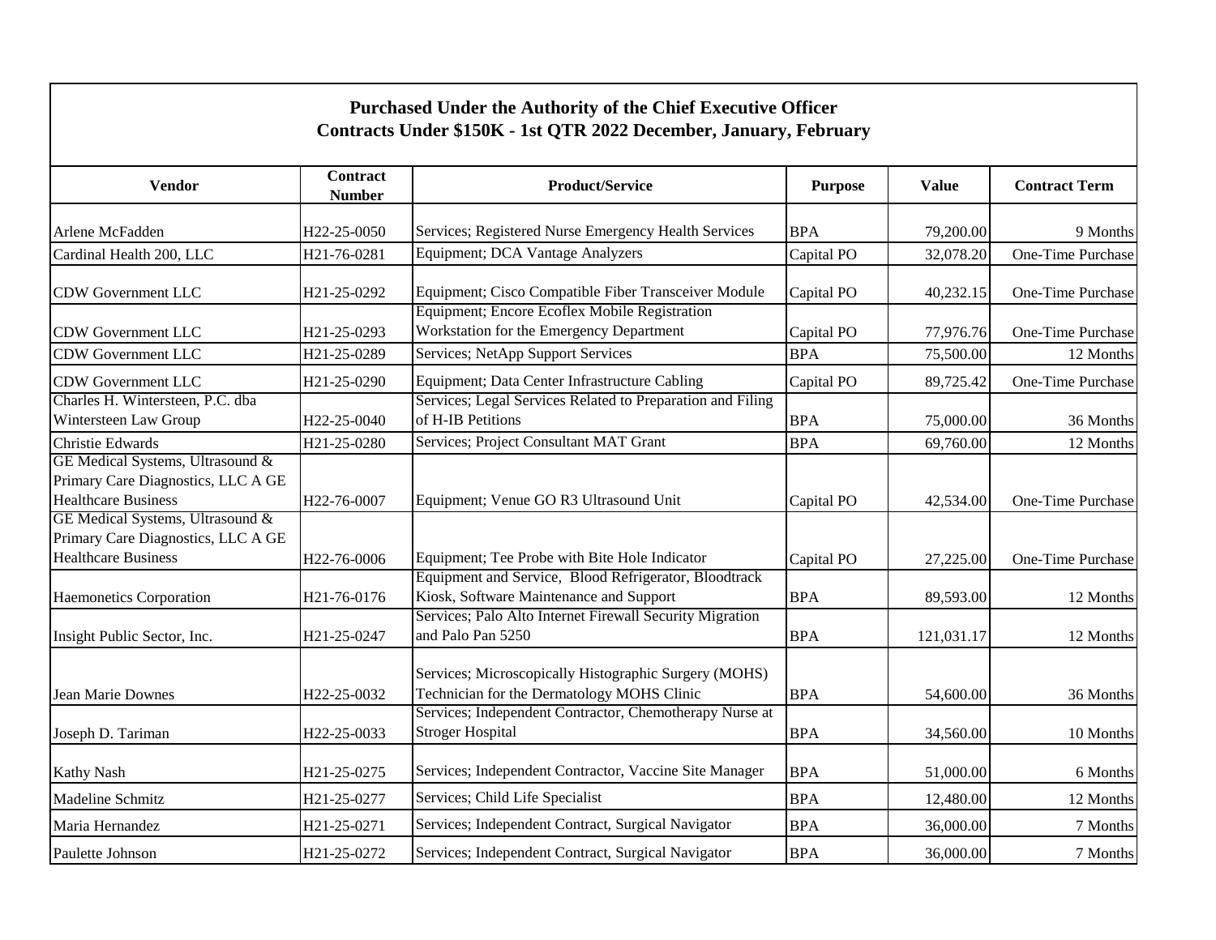# Purchased Under the Authority of the Chief Executive Officer

## Contracts Under $150K - 1st QTR 2022 December, January, February

| Vendor | Contract Number | Product/Service | Purpose | Value | Contract Term |
|---|---|---|---|---|---|
| Arlene McFadden | H22-25-0050 | Services; Registered Nurse Emergency Health Services | BPA | 79,200.00 | 9 Months |
| Cardinal Health 200, LLC | H21-76-0281 | Equipment; DCA Vantage Analyzers | Capital PO | 32,078.20 | One-Time Purchase |
| CDW Government LLC | H21-25-0292 | Equipment; Cisco Compatible Fiber Transceiver Module | Capital PO | 40,232.15 | One-Time Purchase |
| CDW Government LLC | H21-25-0293 | Equipment; Encore Ecoflex Mobile Registration Workstation for the Emergency Department | Capital PO | 77,976.76 | One-Time Purchase |
| CDW Government LLC | H21-25-0289 | Services; NetApp Support Services | BPA | 75,500.00 | 12 Months |
| CDW Government LLC | H21-25-0290 | Equipment; Data Center Infrastructure Cabling | Capital PO | 89,725.42 | One-Time Purchase |
| Charles H. Wintersteen, P.C. dba Wintersteen Law Group | H22-25-0040 | Services; Legal Services Related to Preparation and Filing of H-IB Petitions | BPA | 75,000.00 | 36 Months |
| Christie Edwards | H21-25-0280 | Services; Project Consultant MAT Grant | BPA | 69,760.00 | 12 Months |
| GE Medical Systems, Ultrasound & Primary Care Diagnostics, LLC A GE Healthcare Business | H22-76-0007 | Equipment; Venue GO R3 Ultrasound Unit | Capital PO | 42,534.00 | One-Time Purchase |
| GE Medical Systems, Ultrasound & Primary Care Diagnostics, LLC A GE Healthcare Business | H22-76-0006 | Equipment; Tee Probe with Bite Hole Indicator | Capital PO | 27,225.00 | One-Time Purchase |
| Haemonetics Corporation | H21-76-0176 | Equipment and Service, Blood Refrigerator, Bloodtrack Kiosk, Software Maintenance and Support | BPA | 89,593.00 | 12 Months |
| Insight Public Sector, Inc. | H21-25-0247 | Services; Palo Alto Internet Firewall Security Migration and Palo Pan 5250 | BPA | 121,031.17 | 12 Months |
| Jean Marie Downes | H22-25-0032 | Services; Microscopically Histographic Surgery (MOHS) Technician for the Dermatology MOHS Clinic | BPA | 54,600.00 | 36 Months |
| Joseph D. Tariman | H22-25-0033 | Services; Independent Contractor, Chemotherapy Nurse at Stroger Hospital | BPA | 34,560.00 | 10 Months |
| Kathy Nash | H21-25-0275 | Services; Independent Contractor, Vaccine Site Manager | BPA | 51,000.00 | 6 Months |
| Madeline Schmitz | H21-25-0277 | Services; Child Life Specialist | BPA | 12,480.00 | 12 Months |
| Maria Hernandez | H21-25-0271 | Services; Independent Contract, Surgical Navigator | BPA | 36,000.00 | 7 Months |
| Paulette Johnson | H21-25-0272 | Services; Independent Contract, Surgical Navigator | BPA | 36,000.00 | 7 Months |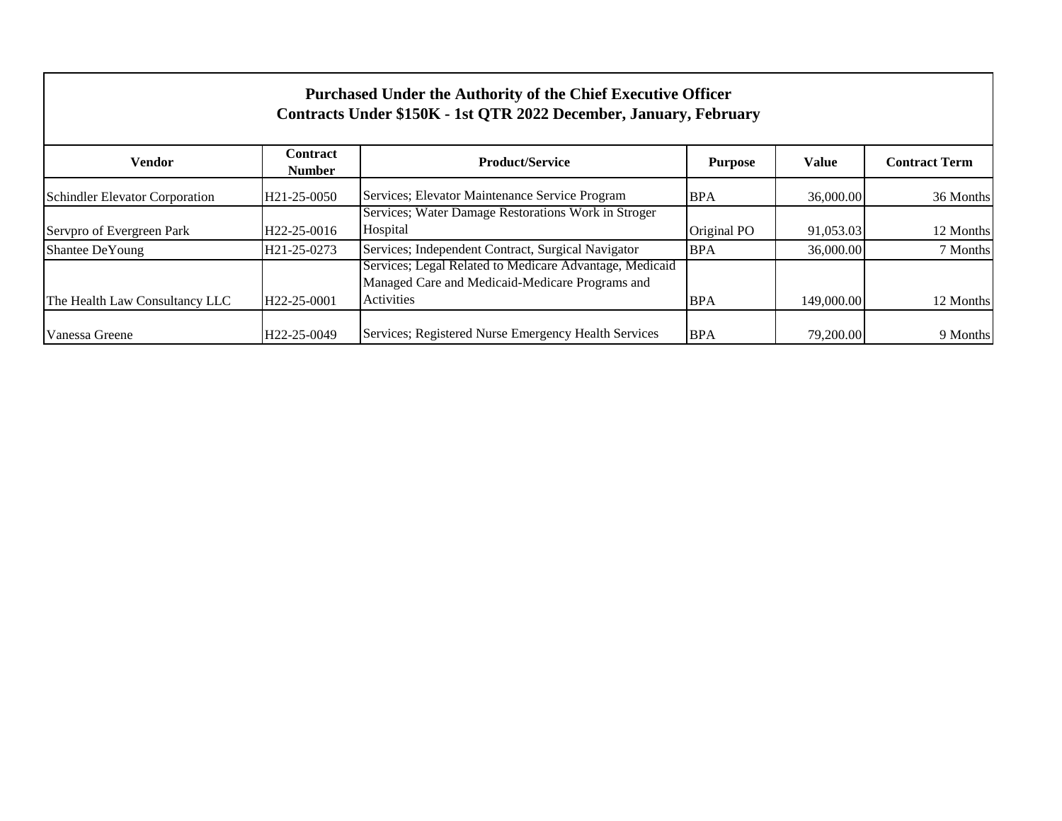**Purchased Under the Authority of the Chief Executive Officer**
**Contracts Under $150K - 1st QTR 2022 December, January, February**

| Vendor | Contract Number | Product/Service | Purpose | Value | Contract Term |
|---|---|---|---|---|---|
| Schindler Elevator Corporation | H21-25-0050 | Services; Elevator Maintenance Service Program | BPA | 36,000.00 | 36 Months |
| Servpro of Evergreen Park | H22-25-0016 | Services; Water Damage Restorations Work in Stroger Hospital | Original PO | 91,053.03 | 12 Months |
| Shantee DeYoung | H21-25-0273 | Services; Independent Contract, Surgical Navigator | BPA | 36,000.00 | 7 Months |
| The Health Law Consultancy LLC | H22-25-0001 | Services; Legal Related to Medicare Advantage, Medicaid Managed Care and Medicaid-Medicare Programs and Activities | BPA | 149,000.00 | 12 Months |
| Vanessa Greene | H22-25-0049 | Services; Registered Nurse Emergency Health Services | BPA | 79,200.00 | 9 Months |